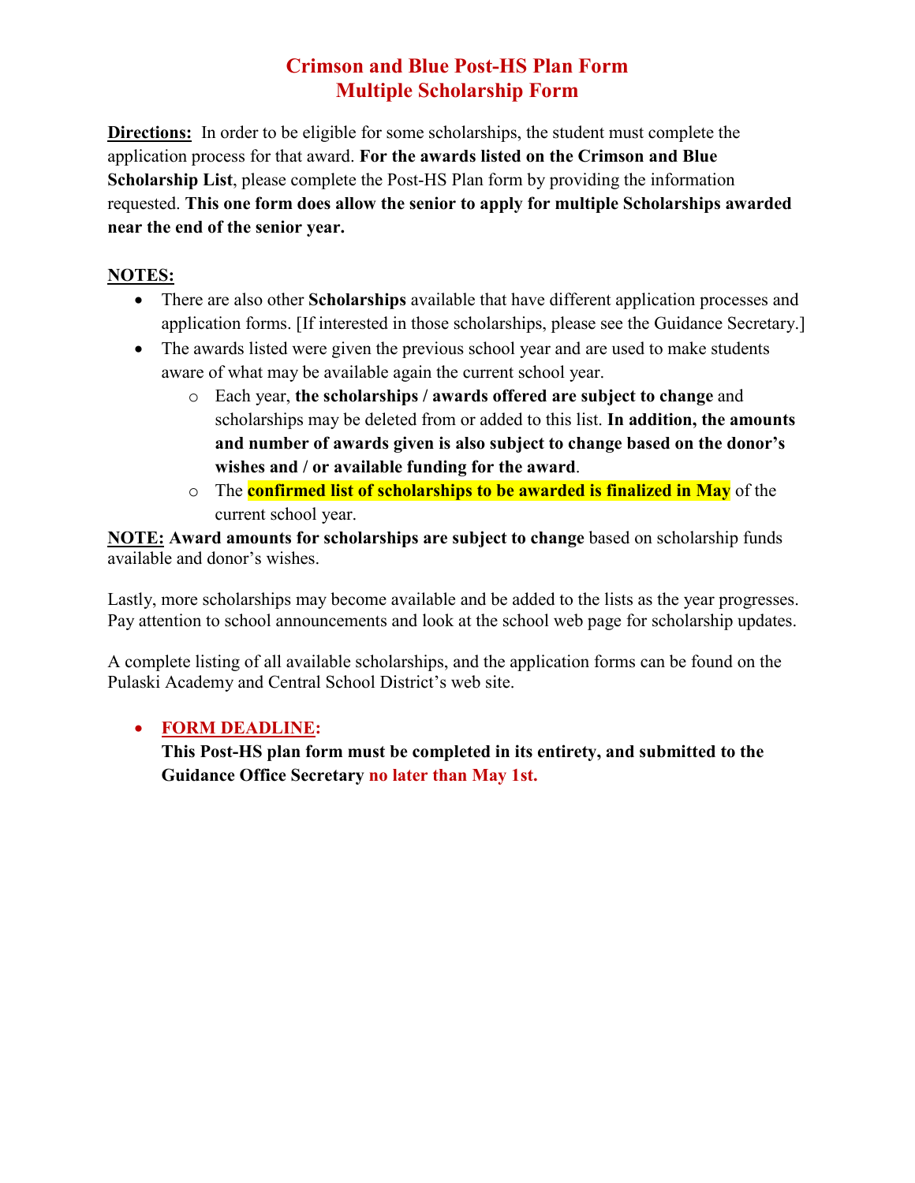# Crimson and Blue Post-HS Plan Form
# Multiple Scholarship Form

**Directions:** In order to be eligible for some scholarships, the student must complete the application process for that award. **For the awards listed on the Crimson and Blue Scholarship List**, please complete the Post-HS Plan form by providing the information requested. **This one form does allow the senior to apply for multiple Scholarships awarded near the end of the senior year.**

**NOTES:**

- There are also other **Scholarships** available that have different application processes and application forms. [If interested in those scholarships, please see the Guidance Secretary.]
- The awards listed were given the previous school year and are used to make students aware of what may be available again the current school year.
  - Each year, **the scholarships / awards offered are subject to change** and scholarships may be deleted from or added to this list. **In addition, the amounts and number of awards given is also subject to change based on the donor's wishes and / or available funding for the award**.
  - The **confirmed list of scholarships to be awarded is finalized in May** of the current school year.

**NOTE: Award amounts for scholarships are subject to change** based on scholarship funds available and donor's wishes.

Lastly, more scholarships may become available and be added to the lists as the year progresses. Pay attention to school announcements and look at the school web page for scholarship updates.

A complete listing of all available scholarships, and the application forms can be found on the Pulaski Academy and Central School District's web site.

- **FORM DEADLINE:**
  **This Post-HS plan form must be completed in its entirety, and submitted to the Guidance Office Secretary no later than May 1st.**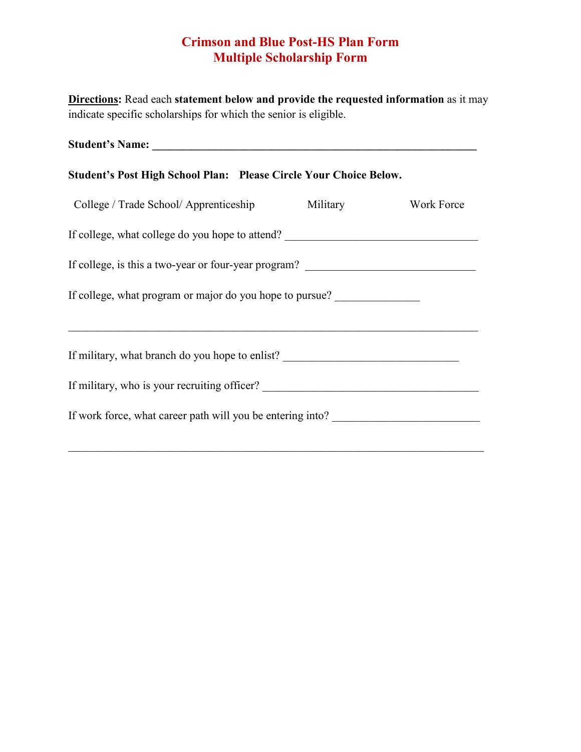# Crimson and Blue Post-HS Plan Form
# Multiple Scholarship Form

**<u>Directions</u>:** Read each **statement below and provide the requested information** as it may indicate specific scholarships for which the senior is eligible.

**Student's Name: ____________________________________________________________**

**Student's Post High School Plan: Please Circle Your Choice Below.**

College / Trade School/ Apprenticeship Military Work Force

If college, what college do you hope to attend? ___________________________________

If college, is this a two-year or four-year program? ______________________________

If college, what program or major do you hope to pursue? _______________

__________________________________________________________________________

If military, what branch do you hope to enlist? _______________________________

If military, who is your recruiting officer? ______________________________________

If work force, what career path will you be entering into? __________________________

__________________________________________________________________________